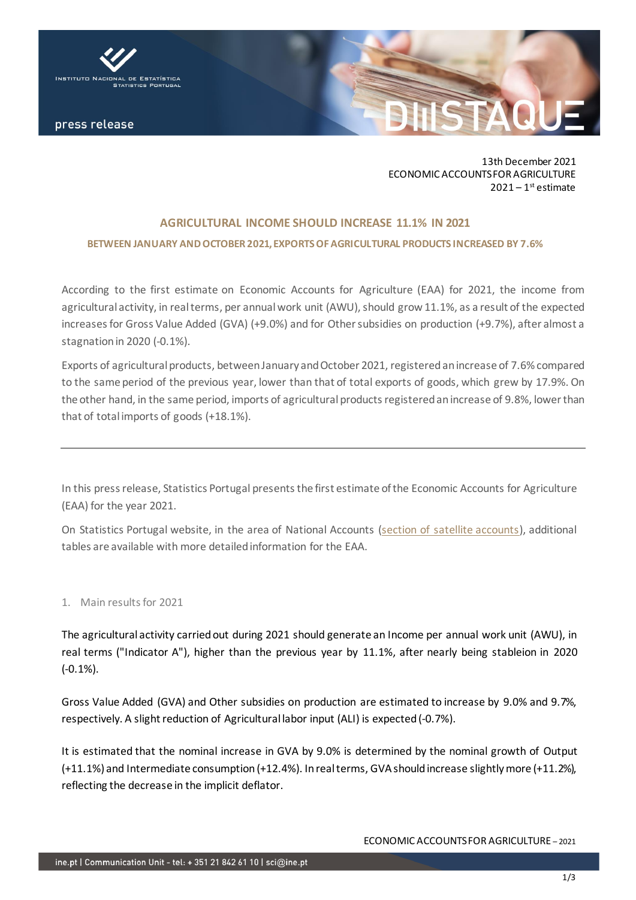press release

13th December 2021
ECONOMIC ACCOUNTS FOR AGRICULTURE
2021 – 1st estimate

# AGRICULTURAL INCOME SHOULD INCREASE 11.1% IN 2021

## BETWEEN JANUARY AND OCTOBER 2021, EXPORTS OF AGRICULTURAL PRODUCTS INCREASED BY 7.6%

According to the first estimate on Economic Accounts for Agriculture (EAA) for 2021, the income from agricultural activity, in real terms, per annual work unit (AWU), should grow 11.1%, as a result of the expected increases for Gross Value Added (GVA) (+9.0%) and for Other subsidies on production (+9.7%), after almost a stagnation in 2020 (-0.1%).

Exports of agricultural products, between January and October 2021, registered an increase of 7.6% compared to the same period of the previous year, lower than that of total exports of goods, which grew by 17.9%. On the other hand, in the same period, imports of agricultural products registered an increase of 9.8%, lower than that of total imports of goods (+18.1%).

---

In this press release, Statistics Portugal presents the first estimate of the Economic Accounts for Agriculture (EAA) for the year 2021.

On Statistics Portugal website, in the area of National Accounts (section of satellite accounts), additional tables are available with more detailed information for the EAA.

1. Main results for 2021

The agricultural activity carried out during 2021 should generate an Income per annual work unit (AWU), in real terms ("Indicator A"), higher than the previous year by 11.1%, after nearly being stableion in 2020 (-0.1%).

Gross Value Added (GVA) and Other subsidies on production are estimated to increase by 9.0% and 9.7%, respectively. A slight reduction of Agricultural labor input (ALI) is expected (-0.7%).

It is estimated that the nominal increase in GVA by 9.0% is determined by the nominal growth of Output (+11.1%) and Intermediate consumption (+12.4%). In real terms, GVA should increase slightly more (+11.2%), reflecting the decrease in the implicit deflator.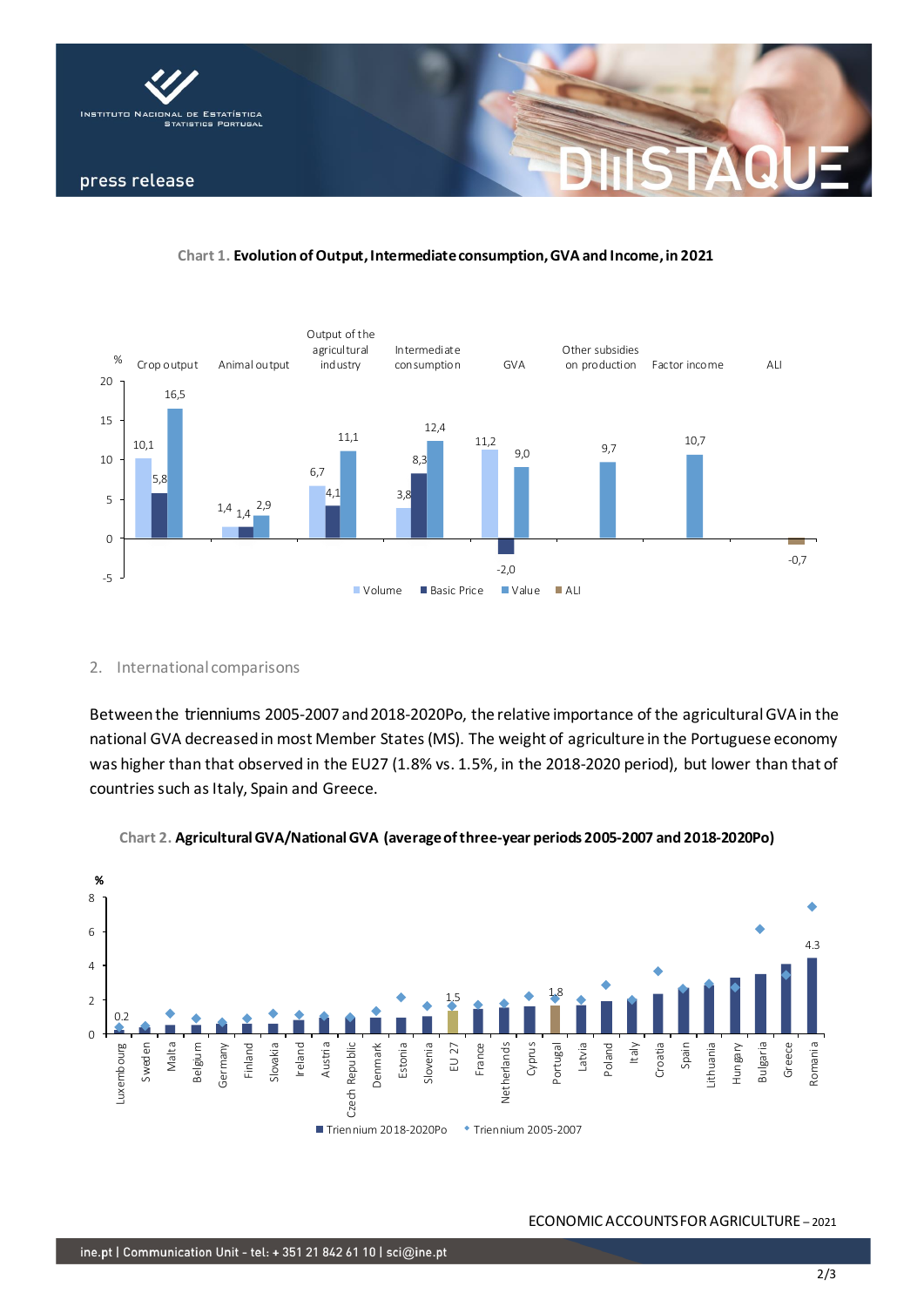**Chart 1. Evolution of Output, Intermediate consumption, GVA and Income, in 2021**

| % | Volume | Basic Price | Value | ALI |
|---|---|---|---|---|
| Crop output | 10,1 | 5,8 | 16,5 | |
| Animal output | 1,4 | 1,4 | 2,9 | |
| Output of the agricultural industry | 6,7 | 4,1 | 11,1 | |
| Intermediate consumption | 3,8 | 8,3 | 12,4 | |
| GVA | 11,2 | -2,0 | 9,0 | |
| Other subsidies on production | | | 9,7 | |
| Factor income | | | 10,7 | |
| ALI | | | | -0,7 |

## 2. International comparisons

Between the trienniums 2005-2007 and 2018-2020Po, the relative importance of the agricultural GVA in the national GVA decreased in most Member States (MS). The weight of agriculture in the Portuguese economy was higher than that observed in the EU27 (1.8% vs. 1.5%, in the 2018-2020 period), but lower than that of countries such as Italy, Spain and Greece.

**Chart 2. Agricultural GVA/National GVA (average of three-year periods 2005-2007 and 2018-2020Po)**

Countries (ordered by Triennium 2018-2020Po): Luxembourg (0.2), Sweden, Malta, Belgium, Germany, Finland, Slovakia, Ireland, Austria, Czech Republic, Denmark, Estonia, Slovenia, EU 27 (1.5), France, Netherlands, Cyprus, Portugal (1.8), Latvia, Poland, Italy, Croatia, Spain, Lithuania, Hungary, Bulgaria, Greece, Romania (4.3)

Legend: Triennium 2018-2020Po; Triennium 2005-2007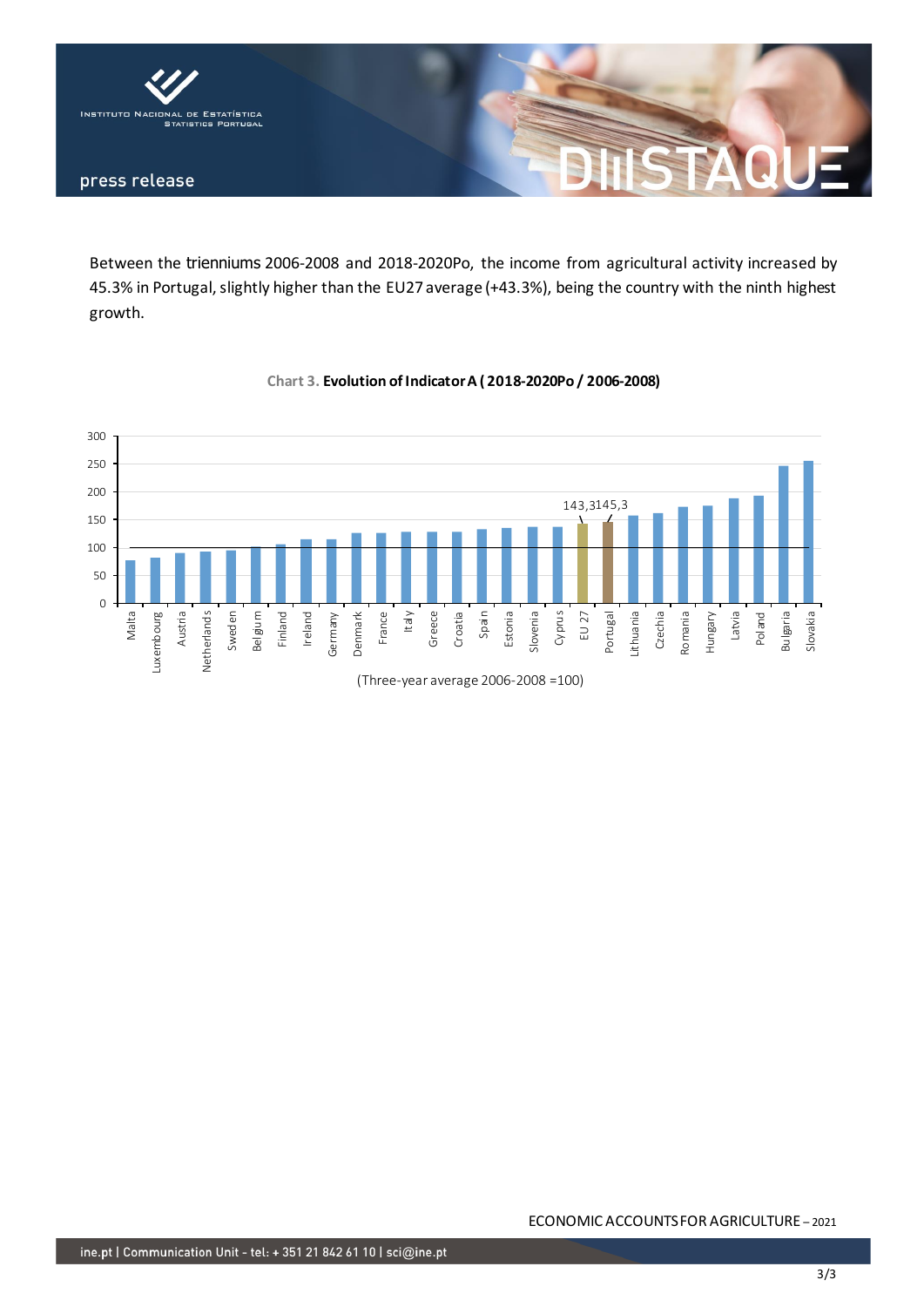Between the trienniums 2006-2008 and 2018-2020Po, the income from agricultural activity increased by 45.3% in Portugal, slightly higher than the EU27 average (+43.3%), being the country with the ninth highest growth.

**Chart 3. Evolution of Indicator A ( 2018-2020Po / 2006-2008)**

300
250
200
150
100
50
0

143,3
145,3

Malta, Luxembourg, Austria, Netherlands, Sweden, Belgium, Finland, Ireland, Germany, Denmark, France, Italy, Greece, Croatia, Spain, Estonia, Slovenia, Cyprus, EU 27, Portugal, Lithuania, Czechia, Romania, Hungary, Latvia, Poland, Bulgaria, Slovakia

(Three-year average 2006-2008 =100)